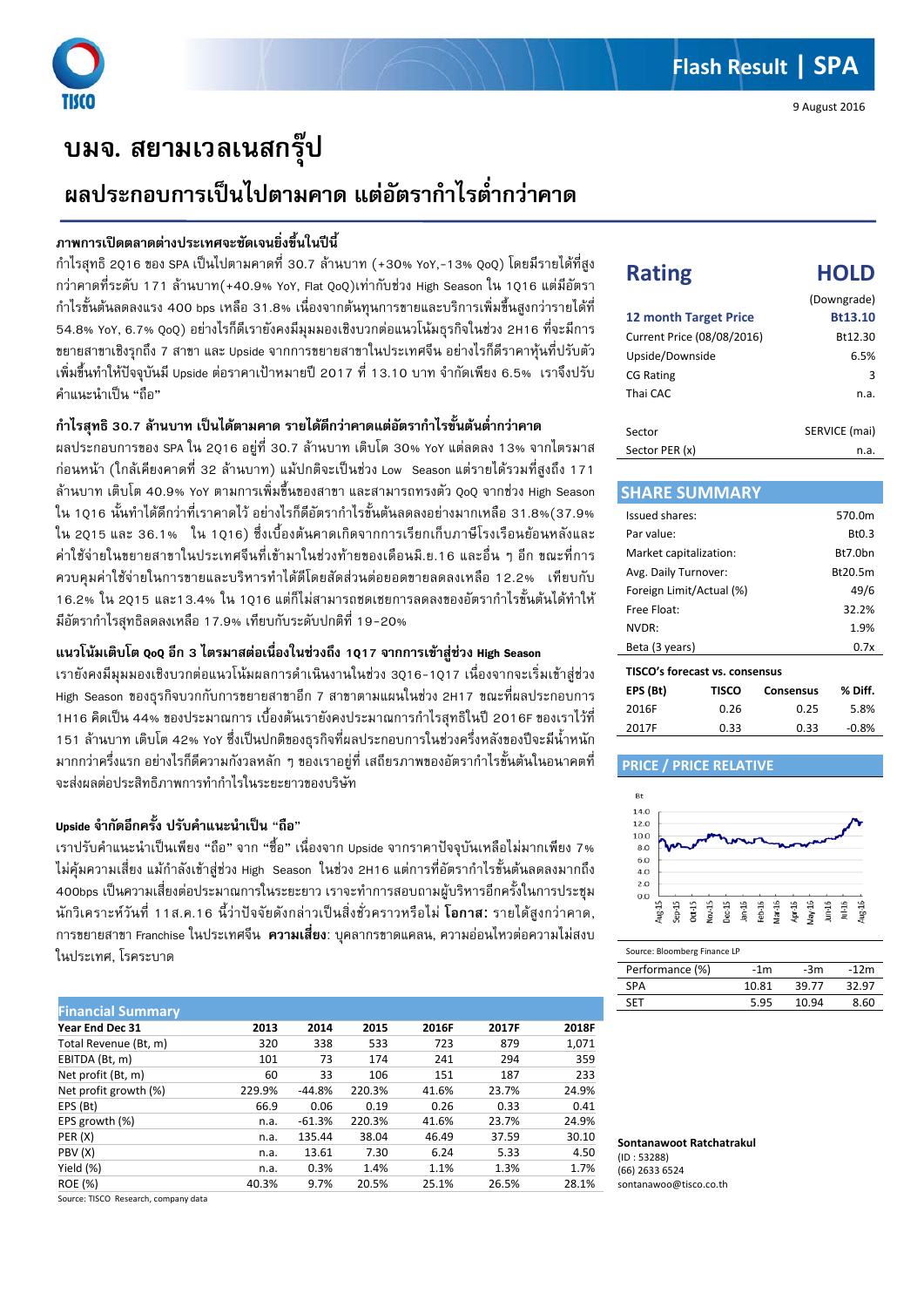Flash Result | SPA

9 August 2016

# บมจ. สยามเวลเนสกรุ๊ป

## ผลประกอบการเป็นไปตามคาด แต่อัตรากำไรต่ำกว่าคาด

### ภาพการเปิดตลาดต่างประเทศจะชัดเจนยิ่งขึ้นในปีนี้

กำไรสุทธิ 2Q16 ของ SPA เป็นไปตามคาดที่ 30.7 ล้านบาท (+30% YoY,-13% QoQ) โดยมีรายได้ที่สูงกว่าคาดที่ระดับ 171 ล้านบาท(+40.9% YoY, Flat QoQ)เท่ากับช่วง High Season ใน 1Q16 แต่มีอัตรากำไรขั้นต้นลดลงแรง 400 bps เหลือ 31.8% เนื่องจากต้นทุนการขายและบริการเพิ่มขึ้นสูงกว่ารายได้ที่ 54.8% YoY, 6.7% QoQ) อย่างไรก็ดีเรายังคงมีมุมมองเชิงบวกต่อแนวโน้มธุรกิจในช่วง 2H16 ที่จะมีการขยายสาขาเชิงรุกถึง 7 สาขา และ Upside จากการขยายสาขาในประเทศจีน อย่างไรก็ดีราคาหุ้นที่ปรับตัวเพิ่มขึ้นทำให้ปัจจุบันมี Upside ต่อราคาเป้าหมายปี 2017 ที่ 13.10 บาท จำกัดเพียง 6.5% เราจึงปรับคำแนะนำเป็น "ถือ"

### กำไรสุทธิ 30.7 ล้านบาท เป็นได้ตามคาด รายได้ดีกว่าคาดแต่อัตรากำไรขั้นต้นต่ำกว่าคาด

ผลประกอบการของ SPA ใน 2Q16 อยู่ที่ 30.7 ล้านบาท เติบโต 30% YoY แต่ลดลง 13% จากไตรมาสก่อนหน้า (ใกล้เคียงคาดที่ 32 ล้านบาท) แม้ปกติจะเป็นช่วง Low Season แต่รายได้รวมที่สูงถึง 171 ล้านบาท เติบโต 40.9% YoY ตามการเพิ่มขึ้นของสาขา และสามารถทรงตัว QoQ จากช่วง High Season ใน 1Q16 นั้นทำได้ดีกว่าที่เราคาดไว้ อย่างไรก็ดีอัตรากำไรขั้นต้นลดลงอย่างมากเหลือ 31.8%(37.9% ใน 2Q15 และ 36.1% ใน 1Q16) ซึ่งเบื้องต้นคาดเกิดจากการเรียกเก็บภาษีโรงเรือนย้อนหลังและค่าใช้จ่ายในขยายสาขาในประเทศจีนที่เข้ามาในช่วงท้ายของเดือนมิ.ย.16 และอื่น ๆ อีก ขณะที่การควบคุมค่าใช้จ่ายในการขายและบริหารทำได้ดีโดยสัดส่วนต่อยอดขายลดลงเหลือ 12.2% เทียบกับ 16.2% ใน 2Q15 และ13.4% ใน 1Q16 แต่ก็ไม่สามารถชดเชยการลดลงของอัตรากำไรขั้นต้นได้ทำให้มีอัตรากำไรสุทธิลดลงเหลือ 17.9% เทียบกับระดับปกติที่ 19-20%

### แนวโน้มเติบโต QoQ อีก 3 ไตรมาสต่อเนื่องในช่วงถึง 1Q17 จากการเข้าสู่ช่วง High Season

เรายังคงมีมุมมองเชิงบวกต่อแนวโน้มผลการดำเนินงานในช่วง 3Q16-1Q17 เนื่องจากจะเริ่มเข้าสู่ช่วง High Season ของธุรกิจบวกกับการขยายสาขาอีก 7 สาขาตามแผนในช่วง 2H17 ขณะที่ผลประกอบการ 1H16 คิดเป็น 44% ของประมาณการ เบื้องต้นเรายังคงประมาณการกำไรสุทธิในปี 2016F ของเราไว้ที่ 151 ล้านบาท เติบโต 42% YoY ซึ่งเป็นปกติของธุรกิจที่ผลประกอบการในช่วงครึ่งหลังของปีจะมีน้ำหนักมากกว่าครึ่งแรก อย่างไรก็ดีความกังวลหลัก ๆ ของเราอยู่ที่ เสถียรภาพของอัตรากำไรขั้นต้นในอนาคตที่จะส่งผลต่อประสิทธิภาพการทำกำไรในระยะยาวของบริษัท

### Upside จำกัดอีกครั้ง ปรับคำแนะนำเป็น "ถือ"

เราปรับคำแนะนำเป็นเพียง "ถือ" จาก "ซื้อ" เนื่องจาก Upside จากราคาปัจจุบันเหลือไม่มากเพียง 7% ไม่คุ้มความเสี่ยง แม้กำลังเข้าสู่ช่วง High Season ในช่วง 2H16 แต่การที่อัตรากำไรขั้นต้นลดลงมากถึง 400bps เป็นความเสี่ยงต่อประมาณการในระยะยาว เราจะทำการสอบถามผู้บริหารอีกครั้งในการประชุมนักวิเคราะห์วันที่ 11ส.ค.16 นี้ว่าปัจจัยดังกล่าวเป็นสิ่งชั่วคราวหรือไม่ **โอกาส:** รายได้สูงกว่าคาด, การขยายสาขา Franchise ในประเทศจีน **ความเสี่ยง:** บุคลากรขาดแคลน, ความอ่อนไหวต่อความไม่สงบในประเทศ, โรคระบาด

| Financial Summary | | | | | | |
|---|---|---|---|---|---|---|
| Year End Dec 31 | 2013 | 2014 | 2015 | 2016F | 2017F | 2018F |
| Total Revenue (Bt, m) | 320 | 338 | 533 | 723 | 879 | 1,071 |
| EBITDA (Bt, m) | 101 | 73 | 174 | 241 | 294 | 359 |
| Net profit (Bt, m) | 60 | 33 | 106 | 151 | 187 | 233 |
| Net profit growth (%) | 229.9% | -44.8% | 220.3% | 41.6% | 23.7% | 24.9% |
| EPS (Bt) | 66.9 | 0.06 | 0.19 | 0.26 | 0.33 | 0.41 |
| EPS growth (%) | n.a. | -61.3% | 220.3% | 41.6% | 23.7% | 24.9% |
| PER (X) | n.a. | 135.44 | 38.04 | 46.49 | 37.59 | 30.10 |
| PBV (X) | n.a. | 13.61 | 7.30 | 6.24 | 5.33 | 4.50 |
| Yield (%) | n.a. | 0.3% | 1.4% | 1.1% | 1.3% | 1.7% |
| ROE (%) | 40.3% | 9.7% | 20.5% | 25.1% | 26.5% | 28.1% |

Source: TISCO Research, company data

## Rating HOLD

| | |
|---|---|
| | (Downgrade) |
| 12 month Target Price | Bt13.10 |
| Current Price (08/08/2016) | Bt12.30 |
| Upside/Downside | 6.5% |
| CG Rating | 3 |
| Thai CAC | n.a. |
| Sector | SERVICE (mai) |
| Sector PER (x) | n.a. |

## SHARE SUMMARY

| | |
|---|---|
| Issued shares: | 570.0m |
| Par value: | Bt0.3 |
| Market capitalization: | Bt7.0bn |
| Avg. Daily Turnover: | Bt20.5m |
| Foreign Limit/Actual (%) | 49/6 |
| Free Float: | 32.2% |
| NVDR: | 1.9% |
| Beta (3 years) | 0.7x |

TISCO's forecast vs. consensus

| EPS (Bt) | TISCO | Consensus | % Diff. |
|---|---|---|---|
| 2016F | 0.26 | 0.25 | 5.8% |
| 2017F | 0.33 | 0.33 | -0.8% |

## PRICE / PRICE RELATIVE

Source: Bloomberg Finance LP

| Performance (%) | -1m | -3m | -12m |
|---|---|---|---|
| SPA | 10.81 | 39.77 | 32.97 |
| SET | 5.95 | 10.94 | 8.60 |

**Sontanawoot Ratchatrakul**
(ID : 53288)
(66) 2633 6524
sontanawoo@tisco.co.th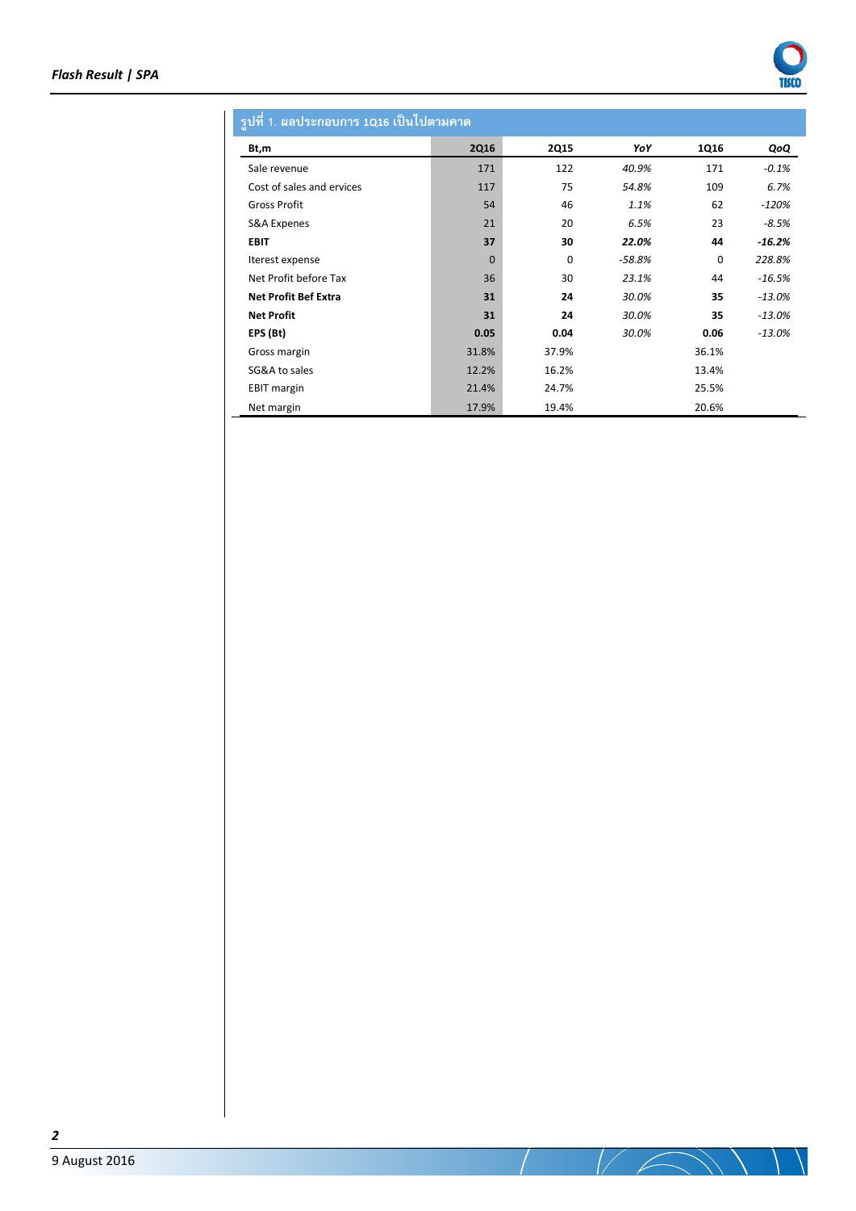รูปที่ 1. ผลประกอบการ 1Q16 เป็นไปตามคาด

| Bt,m | 2Q16 | 2Q15 | YoY | 1Q16 | QoQ |
|---|---|---|---|---|---|
| Sale revenue | 171 | 122 | *40.9%* | 171 | *-0.1%* |
| Cost of sales and ervices | 117 | 75 | *54.8%* | 109 | *6.7%* |
| Gross Profit | 54 | 46 | *1.1%* | 62 | *-120%* |
| S&A Expenes | 21 | 20 | *6.5%* | 23 | *-8.5%* |
| **EBIT** | **37** | **30** | ***22.0%*** | **44** | ***-16.2%*** |
| Iterest expense | 0 | 0 | *-58.8%* | 0 | *228.8%* |
| Net Profit before Tax | 36 | 30 | *23.1%* | 44 | *-16.5%* |
| **Net Profit Bef Extra** | **31** | **24** | *30.0%* | **35** | *-13.0%* |
| **Net Profit** | **31** | **24** | *30.0%* | **35** | *-13.0%* |
| **EPS (Bt)** | **0.05** | **0.04** | *30.0%* | **0.06** | *-13.0%* |
| Gross margin | 31.8% | 37.9% | | 36.1% | |
| SG&A to sales | 12.2% | 16.2% | | 13.4% | |
| EBIT margin | 21.4% | 24.7% | | 25.5% | |
| Net margin | 17.9% | 19.4% | | 20.6% | |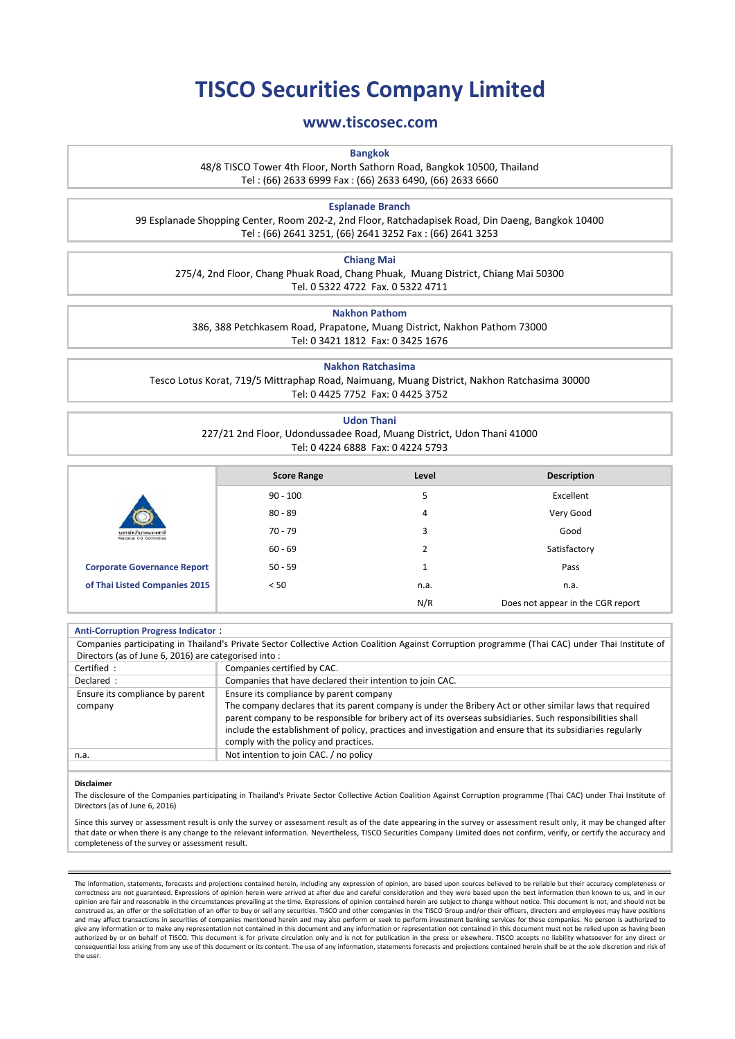# TISCO Securities Company Limited

## www.tiscosec.com

**Bangkok**

48/8 TISCO Tower 4th Floor, North Sathorn Road, Bangkok 10500, Thailand
Tel : (66) 2633 6999 Fax : (66) 2633 6490, (66) 2633 6660

**Esplanade Branch**

99 Esplanade Shopping Center, Room 202-2, 2nd Floor, Ratchadapisek Road, Din Daeng, Bangkok 10400
Tel : (66) 2641 3251, (66) 2641 3252 Fax : (66) 2641 3253

**Chiang Mai**

275/4, 2nd Floor, Chang Phuak Road, Chang Phuak, Muang District, Chiang Mai 50300
Tel. 0 5322 4722 Fax. 0 5322 4711

**Nakhon Pathom**

386, 388 Petchkasem Road, Prapatone, Muang District, Nakhon Pathom 73000
Tel: 0 3421 1812 Fax: 0 3425 1676

**Nakhon Ratchasima**

Tesco Lotus Korat, 719/5 Mittraphap Road, Naimuang, Muang District, Nakhon Ratchasima 30000
Tel: 0 4425 7752 Fax: 0 4425 3752

**Udon Thani**

227/21 2nd Floor, Udondussadee Road, Muang District, Udon Thani 41000
Tel: 0 4224 6888 Fax: 0 4224 5793

**Corporate Governance Report of Thai Listed Companies 2015**

| Score Range | Level | Description |
|---|---|---|
| 90 - 100 | 5 | Excellent |
| 80 - 89 | 4 | Very Good |
| 70 - 79 | 3 | Good |
| 60 - 69 | 2 | Satisfactory |
| 50 - 59 | 1 | Pass |
| < 50 | n.a. | n.a. |
| | N/R | Does not appear in the CGR report |

**Anti-Corruption Progress Indicator :**

Companies participating in Thailand's Private Sector Collective Action Coalition Against Corruption programme (Thai CAC) under Thai Institute of Directors (as of June 6, 2016) are categorised into :

| | |
|---|---|
| Certified : | Companies certified by CAC. |
| Declared : | Companies that have declared their intention to join CAC. |
| Ensure its compliance by parent company | Ensure its compliance by parent company<br>The company declares that its parent company is under the Bribery Act or other similar laws that required parent company to be responsible for bribery act of its overseas subsidiaries. Such responsibilities shall include the establishment of policy, practices and investigation and ensure that its subsidiaries regularly comply with the policy and practices. |
| n.a. | Not intention to join CAC. / no policy |

**Disclaimer**

The disclosure of the Companies participating in Thailand's Private Sector Collective Action Coalition Against Corruption programme (Thai CAC) under Thai Institute of Directors (as of June 6, 2016)

Since this survey or assessment result is only the survey or assessment result as of the date appearing in the survey or assessment result only, it may be changed after that date or when there is any change to the relevant information. Nevertheless, TISCO Securities Company Limited does not confirm, verify, or certify the accuracy and completeness of the survey or assessment result.

The information, statements, forecasts and projections contained herein, including any expression of opinion, are based upon sources believed to be reliable but their accuracy completeness or correctness are not guaranteed. Expressions of opinion herein were arrived at after due and careful consideration and they were based upon the best information then known to us, and in our opinion are fair and reasonable in the circumstances prevailing at the time. Expressions of opinion contained herein are subject to change without notice. This document is not, and should not be construed as, an offer or the solicitation of an offer to buy or sell any securities. TISCO and other companies in the TISCO Group and/or their officers, directors and employees may have positions and may affect transactions in securities of companies mentioned herein and may also perform or seek to perform investment banking services for these companies. No person is authorized to give any information or to make any representation not contained in this document and any information or representation not contained in this document must not be relied upon as having been authorized by or on behalf of TISCO. This document is for private circulation only and is not for publication in the press or elsewhere. TISCO accepts no liability whatsoever for any direct or consequential loss arising from any use of this document or its content. The use of any information, statements forecasts and projections contained herein shall be at the sole discretion and risk of the user.